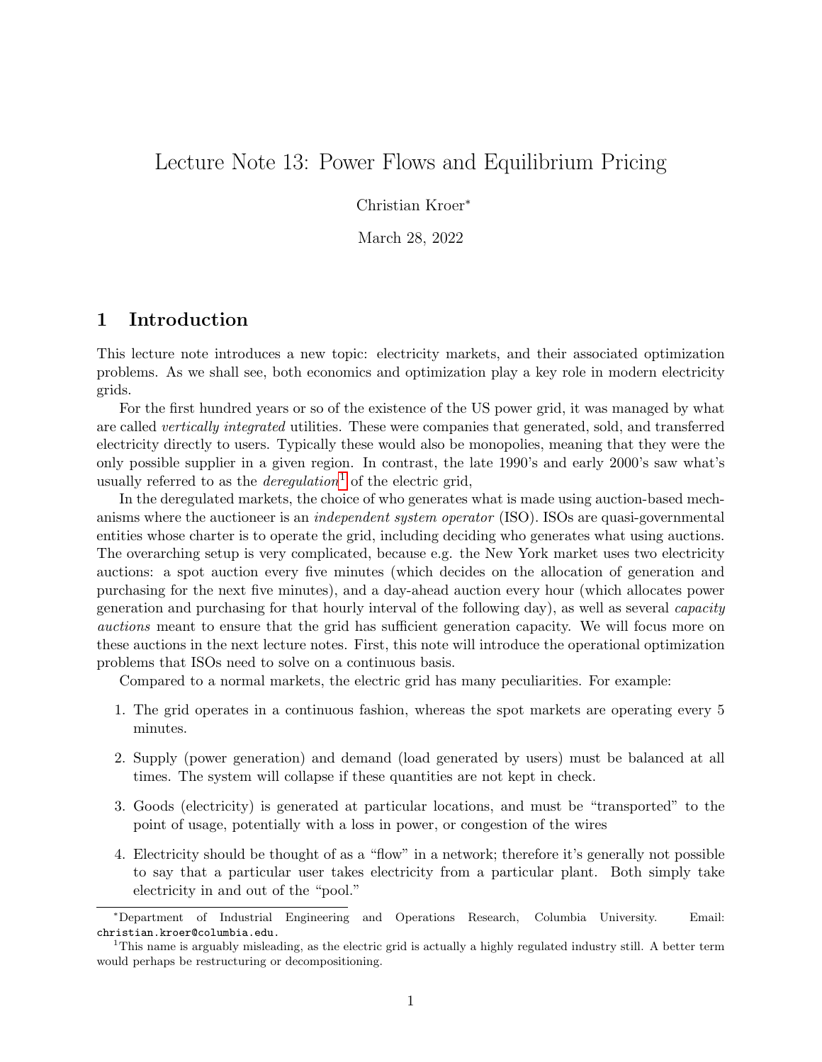# Lecture Note 13: Power Flows and Equilibrium Pricing

Christian Kroer*

March 28, 2022

## 1 Introduction

This lecture note introduces a new topic: electricity markets, and their associated optimization problems. As we shall see, both economics and optimization play a key role in modern electricity grids.

For the first hundred years or so of the existence of the US power grid, it was managed by what are called *vertically integrated* utilities. These were companies that generated, sold, and transferred electricity directly to users. Typically these would also be monopolies, meaning that they were the only possible supplier in a given region. In contrast, the late 1990's and early 2000's saw what's usually referred to as the *deregulation*[1] of the electric grid,

In the deregulated markets, the choice of who generates what is made using auction-based mechanisms where the auctioneer is an *independent system operator* (ISO). ISOs are quasi-governmental entities whose charter is to operate the grid, including deciding who generates what using auctions. The overarching setup is very complicated, because e.g. the New York market uses two electricity auctions: a spot auction every five minutes (which decides on the allocation of generation and purchasing for the next five minutes), and a day-ahead auction every hour (which allocates power generation and purchasing for that hourly interval of the following day), as well as several *capacity auctions* meant to ensure that the grid has sufficient generation capacity. We will focus more on these auctions in the next lecture notes. First, this note will introduce the operational optimization problems that ISOs need to solve on a continuous basis.

Compared to a normal markets, the electric grid has many peculiarities. For example:

1. The grid operates in a continuous fashion, whereas the spot markets are operating every 5 minutes.
2. Supply (power generation) and demand (load generated by users) must be balanced at all times. The system will collapse if these quantities are not kept in check.
3. Goods (electricity) is generated at particular locations, and must be "transported" to the point of usage, potentially with a loss in power, or congestion of the wires
4. Electricity should be thought of as a "flow" in a network; therefore it's generally not possible to say that a particular user takes electricity from a particular plant. Both simply take electricity in and out of the "pool."

*Department of Industrial Engineering and Operations Research, Columbia University. Email: christian.kroer@columbia.edu.

[1] This name is arguably misleading, as the electric grid is actually a highly regulated industry still. A better term would perhaps be restructuring or decompositioning.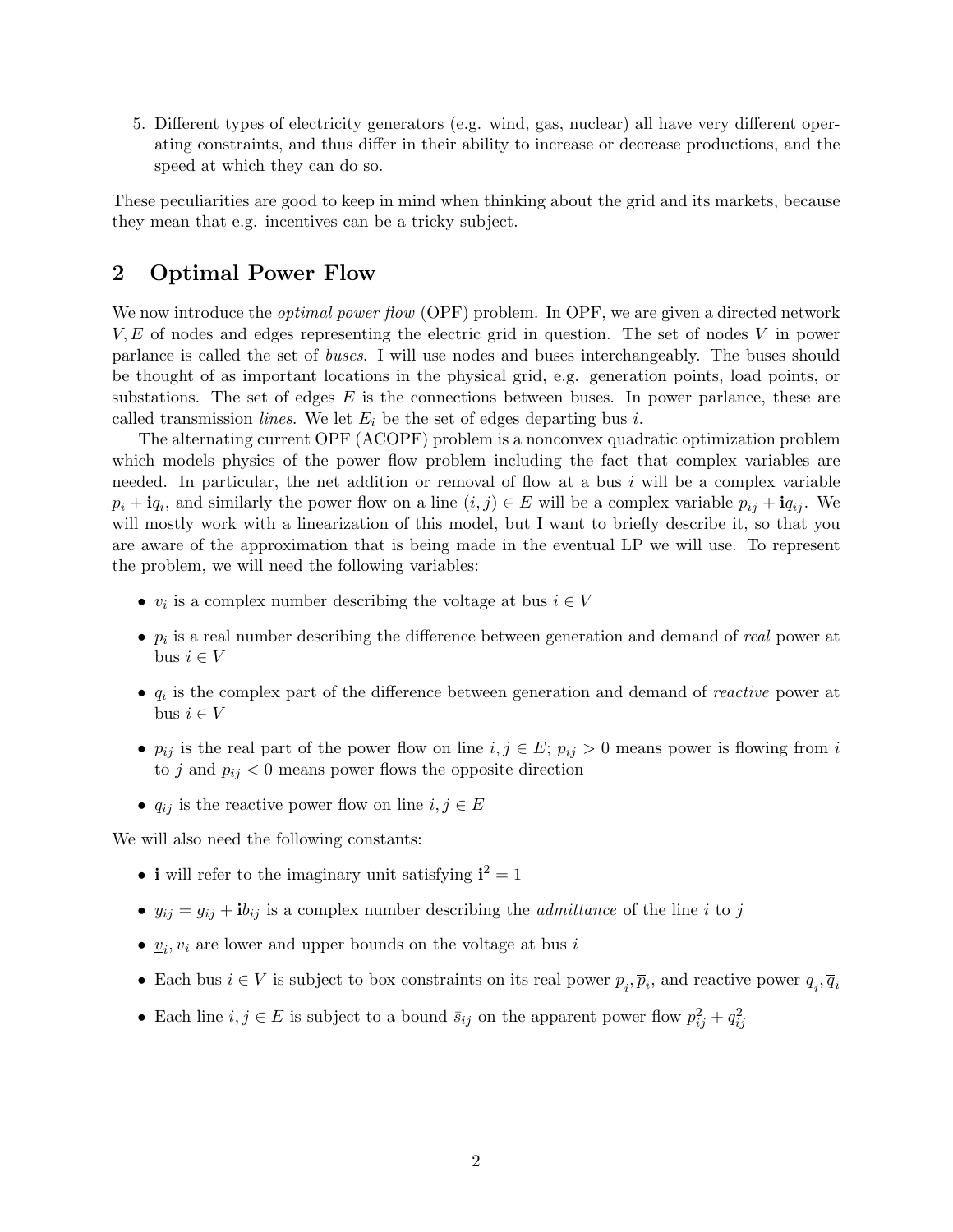5. Different types of electricity generators (e.g. wind, gas, nuclear) all have very different operating constraints, and thus differ in their ability to increase or decrease productions, and the speed at which they can do so.

These peculiarities are good to keep in mind when thinking about the grid and its markets, because they mean that e.g. incentives can be a tricky subject.

## 2 Optimal Power Flow

We now introduce the *optimal power flow* (OPF) problem. In OPF, we are given a directed network $V, E$ of nodes and edges representing the electric grid in question. The set of nodes $V$ in power parlance is called the set of *buses*. I will use nodes and buses interchangeably. The buses should be thought of as important locations in the physical grid, e.g. generation points, load points, or substations. The set of edges $E$ is the connections between buses. In power parlance, these are called transmission *lines*. We let $E_i$ be the set of edges departing bus $i$.

The alternating current OPF (ACOPF) problem is a nonconvex quadratic optimization problem which models physics of the power flow problem including the fact that complex variables are needed. In particular, the net addition or removal of flow at a bus $i$ will be a complex variable $p_i + \mathbf{i}q_i$, and similarly the power flow on a line $(i,j) \in E$ will be a complex variable $p_{ij} + \mathbf{i}q_{ij}$. We will mostly work with a linearization of this model, but I want to briefly describe it, so that you are aware of the approximation that is being made in the eventual LP we will use. To represent the problem, we will need the following variables:

- $v_i$ is a complex number describing the voltage at bus $i \in V$
- $p_i$ is a real number describing the difference between generation and demand of *real* power at bus $i \in V$
- $q_i$ is the complex part of the difference between generation and demand of *reactive* power at bus $i \in V$
- $p_{ij}$ is the real part of the power flow on line $i, j \in E$; $p_{ij} > 0$ means power is flowing from $i$ to $j$ and $p_{ij} < 0$ means power flows the opposite direction
- $q_{ij}$ is the reactive power flow on line $i, j \in E$

We will also need the following constants:

- $\mathbf{i}$ will refer to the imaginary unit satisfying $\mathbf{i}^2 = 1$
- $y_{ij} = g_{ij} + \mathbf{i}b_{ij}$ is a complex number describing the *admittance* of the line $i$ to $j$
- $\underline{v}_i, \overline{v}_i$ are lower and upper bounds on the voltage at bus $i$
- Each bus $i \in V$ is subject to box constraints on its real power $\underline{p}_i, \overline{p}_i$, and reactive power $\underline{q}_i, \overline{q}_i$
- Each line $i, j \in E$ is subject to a bound $\bar{s}_{ij}$ on the apparent power flow $p_{ij}^2 + q_{ij}^2$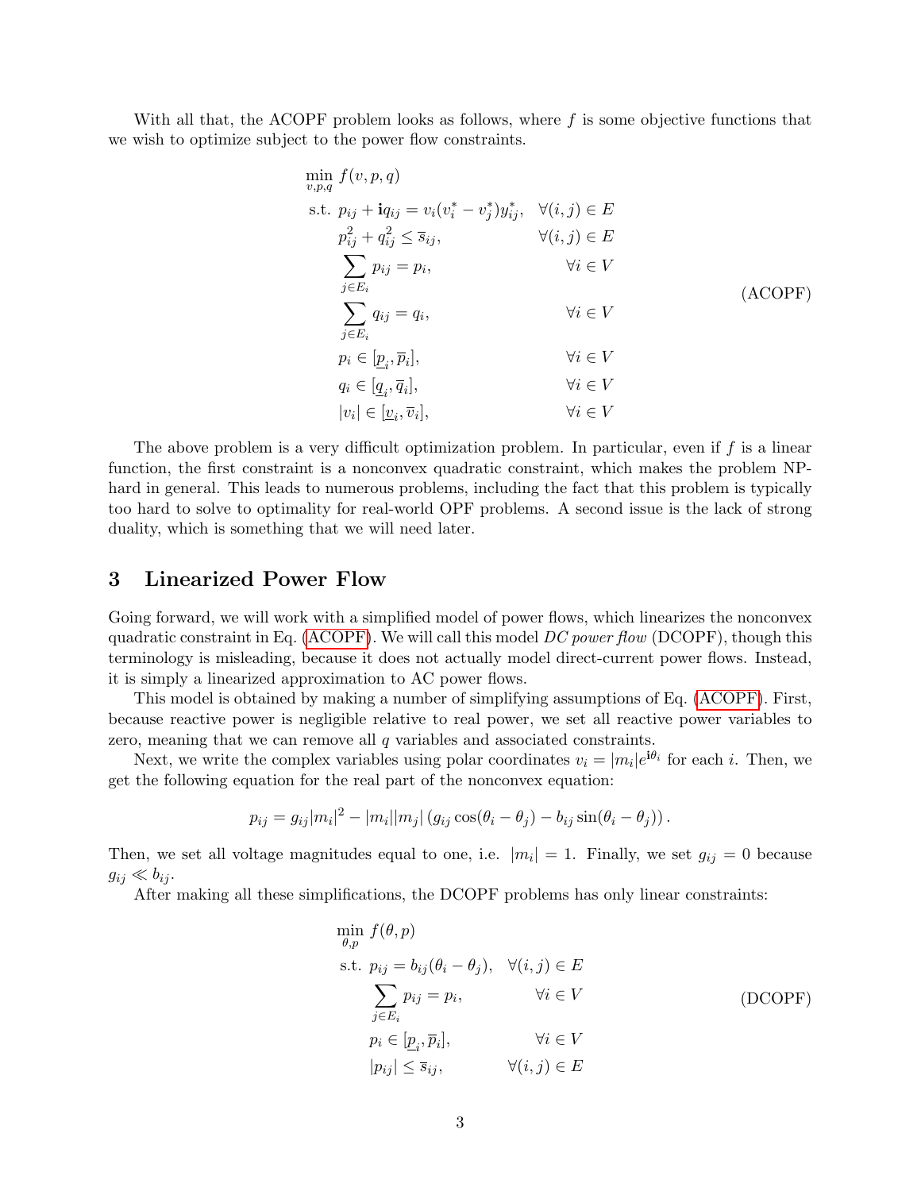With all that, the ACOPF problem looks as follows, where $f$ is some objective functions that we wish to optimize subject to the power flow constraints.

$$
\begin{aligned}
\min_{v,p,q} \ & f(v,p,q) \\
\text{s.t. } & p_{ij} + \mathbf{i} q_{ij} = v_i(v_i^* - v_j^*)y_{ij}^*, && \forall (i,j) \in E \\
& p_{ij}^2 + q_{ij}^2 \le \overline{s}_{ij}, && \forall (i,j) \in E \\
& \sum_{j \in E_i} p_{ij} = p_i, && \forall i \in V \\
& \sum_{j \in E_i} q_{ij} = q_i, && \forall i \in V \\
& p_i \in [\underline{p}_i, \overline{p}_i], && \forall i \in V \\
& q_i \in [\underline{q}_i, \overline{q}_i], && \forall i \in V \\
& |v_i| \in [\underline{v}_i, \overline{v}_i], && \forall i \in V
\end{aligned}
\tag{ACOPF}
$$

The above problem is a very difficult optimization problem. In particular, even if $f$ is a linear function, the first constraint is a nonconvex quadratic constraint, which makes the problem NP-hard in general. This leads to numerous problems, including the fact that this problem is typically too hard to solve to optimality for real-world OPF problems. A second issue is the lack of strong duality, which is something that we will need later.

## 3 Linearized Power Flow

Going forward, we will work with a simplified model of power flows, which linearizes the nonconvex quadratic constraint in Eq. (ACOPF). We will call this model *DC power flow* (DCOPF), though this terminology is misleading, because it does not actually model direct-current power flows. Instead, it is simply a linearized approximation to AC power flows.

This model is obtained by making a number of simplifying assumptions of Eq. (ACOPF). First, because reactive power is negligible relative to real power, we set all reactive power variables to zero, meaning that we can remove all $q$ variables and associated constraints.

Next, we write the complex variables using polar coordinates $v_i = |m_i|e^{\mathbf{i}\theta_i}$ for each $i$. Then, we get the following equation for the real part of the nonconvex equation:

$$
p_{ij} = g_{ij}|m_i|^2 - |m_i||m_j| \left( g_{ij}\cos(\theta_i - \theta_j) - b_{ij}\sin(\theta_i - \theta_j) \right).
$$

Then, we set all voltage magnitudes equal to one, i.e. $|m_i| = 1$. Finally, we set $g_{ij} = 0$ because $g_{ij} \ll b_{ij}$.

After making all these simplifications, the DCOPF problems has only linear constraints:

$$
\begin{aligned}
\min_{\theta,p} \ & f(\theta,p) \\
\text{s.t. } & p_{ij} = b_{ij}(\theta_i - \theta_j), && \forall (i,j) \in E \\
& \sum_{j \in E_i} p_{ij} = p_i, && \forall i \in V \\
& p_i \in [\underline{p}_i, \overline{p}_i], && \forall i \in V \\
& |p_{ij}| \le \overline{s}_{ij}, && \forall (i,j) \in E
\end{aligned}
\tag{DCOPF}
$$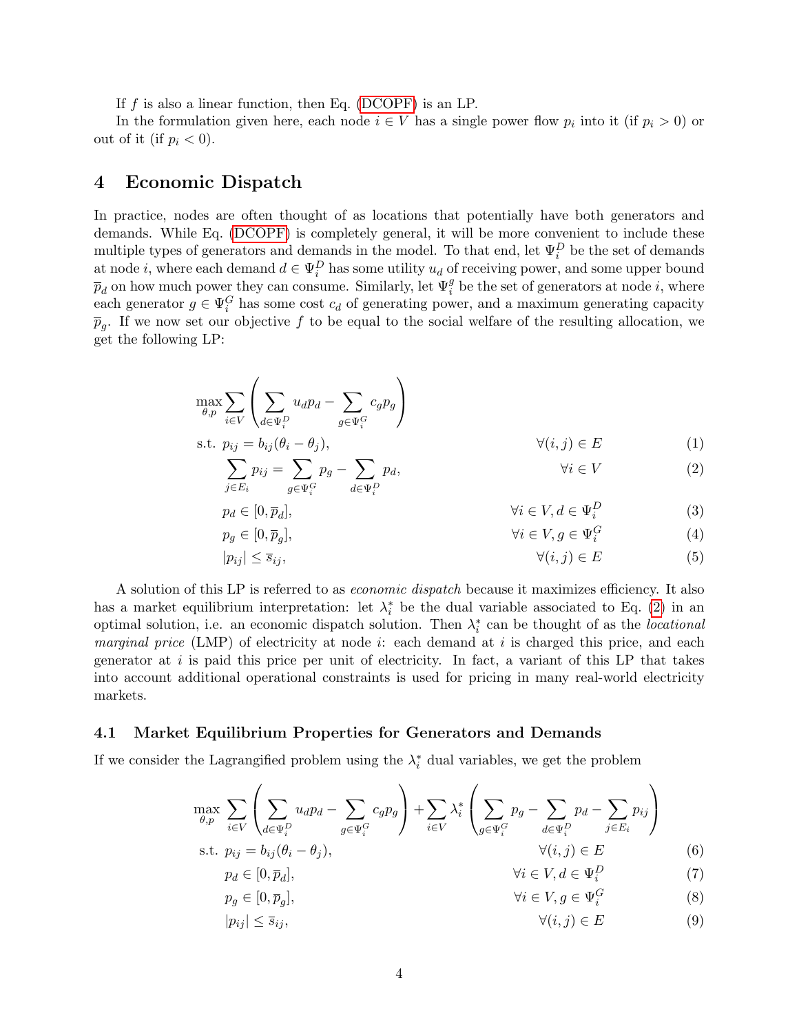If $f$ is also a linear function, then Eq. (DCOPF) is an LP.

In the formulation given here, each node $i \in V$ has a single power flow $p_i$ into it (if $p_i > 0$) or out of it (if $p_i < 0$).

# 4 Economic Dispatch

In practice, nodes are often thought of as locations that potentially have both generators and demands. While Eq. (DCOPF) is completely general, it will be more convenient to include these multiple types of generators and demands in the model. To that end, let $\Psi_i^D$ be the set of demands at node $i$, where each demand $d \in \Psi_i^D$ has some utility $u_d$ of receiving power, and some upper bound $\overline{p}_d$ on how much power they can consume. Similarly, let $\Psi_i^g$ be the set of generators at node $i$, where each generator $g \in \Psi_i^G$ has some cost $c_d$ of generating power, and a maximum generating capacity $\overline{p}_g$. If we now set our objective $f$ to be equal to the social welfare of the resulting allocation, we get the following LP:

$$
\begin{aligned}
\max_{\theta,p} \; & \sum_{i \in V} \left( \sum_{d \in \Psi_i^D} u_d p_d - \sum_{g \in \Psi_i^G} c_g p_g \right) & & \\
\text{s.t. } \; & p_{ij} = b_{ij}(\theta_i - \theta_j), & \forall (i,j) \in E \quad & (1) \\
& \sum_{j \in E_i} p_{ij} = \sum_{g \in \Psi_i^G} p_g - \sum_{d \in \Psi_i^D} p_d, & \forall i \in V \quad & (2) \\
& p_d \in [0, \overline{p}_d], & \forall i \in V, d \in \Psi_i^D \quad & (3) \\
& p_g \in [0, \overline{p}_g], & \forall i \in V, g \in \Psi_i^G \quad & (4) \\
& |p_{ij}| \leq \overline{s}_{ij}, & \forall (i,j) \in E \quad & (5)
\end{aligned}
$$

A solution of this LP is referred to as *economic dispatch* because it maximizes efficiency. It also has a market equilibrium interpretation: let $\lambda_i^*$ be the dual variable associated to Eq. (2) in an optimal solution, i.e. an economic dispatch solution. Then $\lambda_i^*$ can be thought of as the *locational marginal price* (LMP) of electricity at node $i$: each demand at $i$ is charged this price, and each generator at $i$ is paid this price per unit of electricity. In fact, a variant of this LP that takes into account additional operational constraints is used for pricing in many real-world electricity markets.

## 4.1 Market Equilibrium Properties for Generators and Demands

If we consider the Lagrangified problem using the $\lambda_i^*$ dual variables, we get the problem

$$
\begin{aligned}
\max_{\theta,p} \; & \sum_{i \in V} \left( \sum_{d \in \Psi_i^D} u_d p_d - \sum_{g \in \Psi_i^G} c_g p_g \right) + \sum_{i \in V} \lambda_i^* \left( \sum_{g \in \Psi_i^G} p_g - \sum_{d \in \Psi_i^D} p_d - \sum_{j \in E_i} p_{ij} \right) & & \\
\text{s.t. } \; & p_{ij} = b_{ij}(\theta_i - \theta_j), & \forall (i,j) \in E \quad & (6) \\
& p_d \in [0, \overline{p}_d], & \forall i \in V, d \in \Psi_i^D \quad & (7) \\
& p_g \in [0, \overline{p}_g], & \forall i \in V, g \in \Psi_i^G \quad & (8) \\
& |p_{ij}| \leq \overline{s}_{ij}, & \forall (i,j) \in E \quad & (9)
\end{aligned}
$$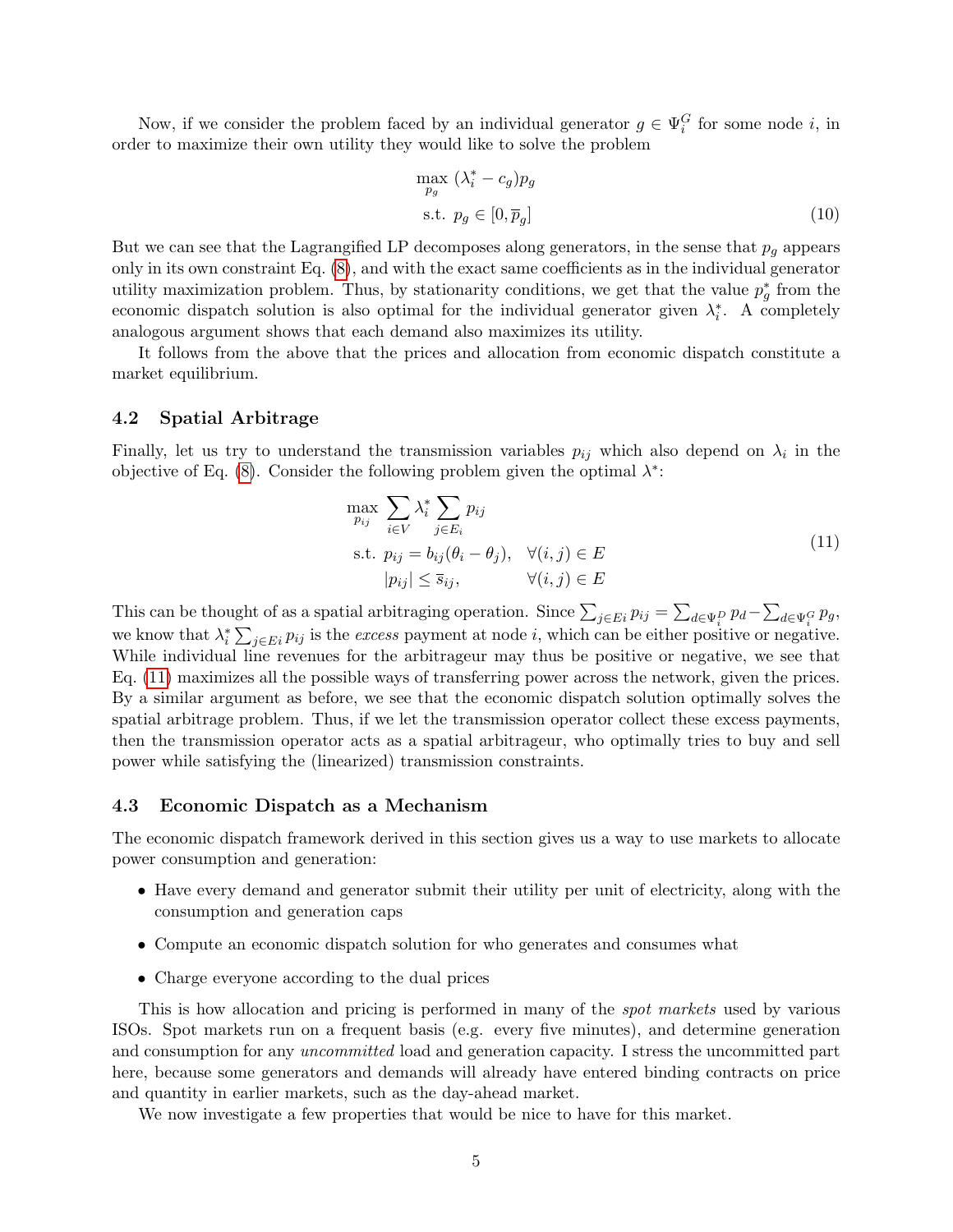Now, if we consider the problem faced by an individual generator $g \in \Psi_i^G$ for some node $i$, in order to maximize their own utility they would like to solve the problem

$$
\begin{aligned}
\max_{p_g} \; & (\lambda_i^* - c_g) p_g \\
\text{s.t. } & p_g \in [0, \overline{p}_g]
\end{aligned}
\tag{10}
$$

But we can see that the Lagrangified LP decomposes along generators, in the sense that $p_g$ appears only in its own constraint Eq. (8), and with the exact same coefficients as in the individual generator utility maximization problem. Thus, by stationarity conditions, we get that the value $p_g^*$ from the economic dispatch solution is also optimal for the individual generator given $\lambda_i^*$. A completely analogous argument shows that each demand also maximizes its utility.

It follows from the above that the prices and allocation from economic dispatch constitute a market equilibrium.

### 4.2 Spatial Arbitrage

Finally, let us try to understand the transmission variables $p_{ij}$ which also depend on $\lambda_i$ in the objective of Eq. (8). Consider the following problem given the optimal $\lambda^*$:

$$
\begin{aligned}
\max_{p_{ij}} \; & \sum_{i \in V} \lambda_i^* \sum_{j \in E_i} p_{ij} \\
\text{s.t. } & p_{ij} = b_{ij}(\theta_i - \theta_j), \quad \forall (i,j) \in E \\
& |p_{ij}| \leq \overline{s}_{ij}, \qquad\quad\;\; \forall (i,j) \in E
\end{aligned}
\tag{11}
$$

This can be thought of as a spatial arbitraging operation. Since $\sum_{j \in E_i} p_{ij} = \sum_{d \in \Psi_i^D} p_d - \sum_{d \in \Psi_i^G} p_g$, we know that $\lambda_i^* \sum_{j \in E_i} p_{ij}$ is the *excess* payment at node $i$, which can be either positive or negative. While individual line revenues for the arbitrageur may thus be positive or negative, we see that Eq. (11) maximizes all the possible ways of transferring power across the network, given the prices. By a similar argument as before, we see that the economic dispatch solution optimally solves the spatial arbitrage problem. Thus, if we let the transmission operator collect these excess payments, then the transmission operator acts as a spatial arbitrageur, who optimally tries to buy and sell power while satisfying the (linearized) transmission constraints.

### 4.3 Economic Dispatch as a Mechanism

The economic dispatch framework derived in this section gives us a way to use markets to allocate power consumption and generation:

- Have every demand and generator submit their utility per unit of electricity, along with the consumption and generation caps
- Compute an economic dispatch solution for who generates and consumes what
- Charge everyone according to the dual prices

This is how allocation and pricing is performed in many of the *spot markets* used by various ISOs. Spot markets run on a frequent basis (e.g. every five minutes), and determine generation and consumption for any *uncommitted* load and generation capacity. I stress the uncommitted part here, because some generators and demands will already have entered binding contracts on price and quantity in earlier markets, such as the day-ahead market.

We now investigate a few properties that would be nice to have for this market.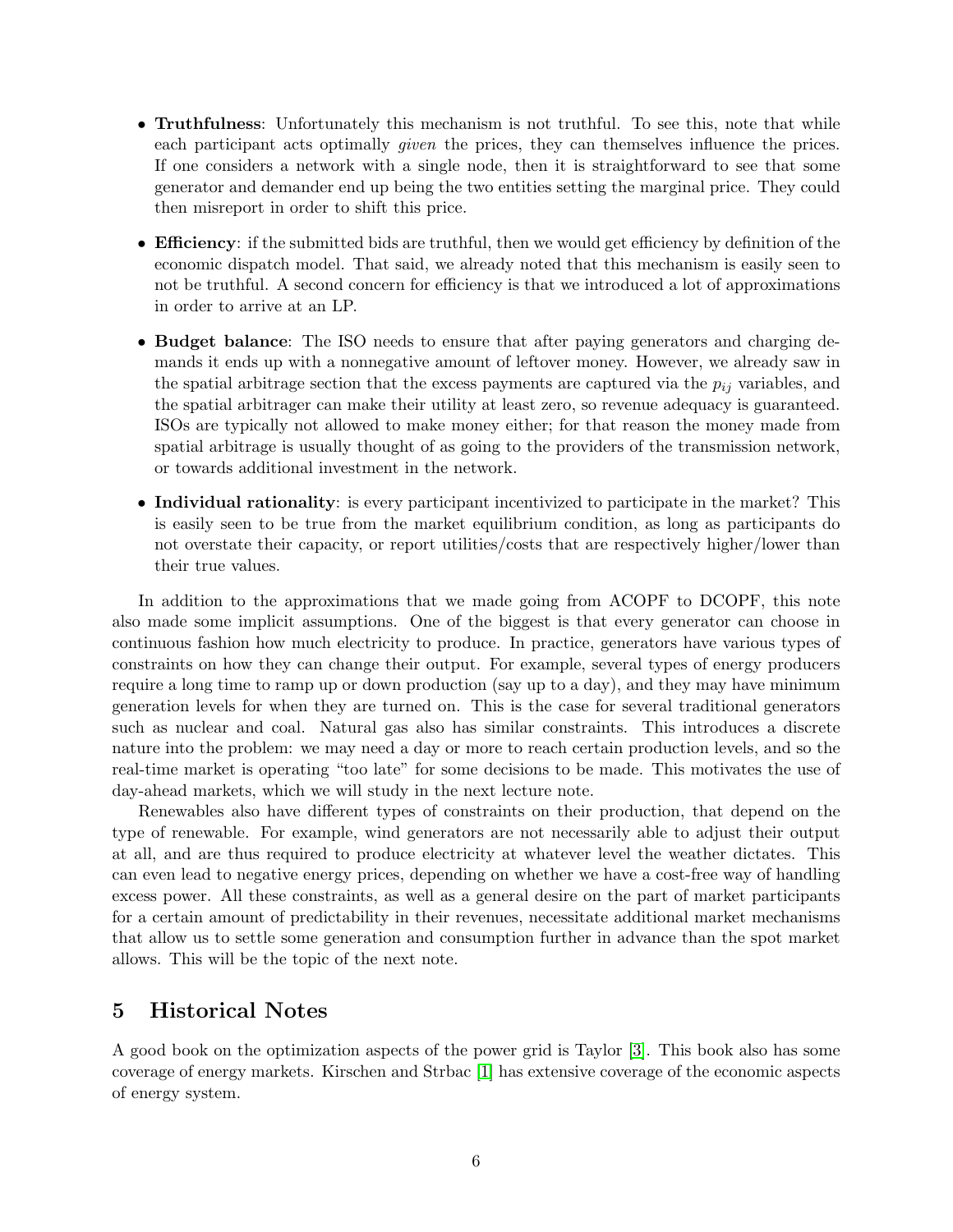- **Truthfulness**: Unfortunately this mechanism is not truthful. To see this, note that while each participant acts optimally *given* the prices, they can themselves influence the prices. If one considers a network with a single node, then it is straightforward to see that some generator and demander end up being the two entities setting the marginal price. They could then misreport in order to shift this price.

- **Efficiency**: if the submitted bids are truthful, then we would get efficiency by definition of the economic dispatch model. That said, we already noted that this mechanism is easily seen to not be truthful. A second concern for efficiency is that we introduced a lot of approximations in order to arrive at an LP.

- **Budget balance**: The ISO needs to ensure that after paying generators and charging demands it ends up with a nonnegative amount of leftover money. However, we already saw in the spatial arbitrage section that the excess payments are captured via the $p_{ij}$ variables, and the spatial arbitrager can make their utility at least zero, so revenue adequacy is guaranteed. ISOs are typically not allowed to make money either; for that reason the money made from spatial arbitrage is usually thought of as going to the providers of the transmission network, or towards additional investment in the network.

- **Individual rationality**: is every participant incentivized to participate in the market? This is easily seen to be true from the market equilibrium condition, as long as participants do not overstate their capacity, or report utilities/costs that are respectively higher/lower than their true values.

In addition to the approximations that we made going from ACOPF to DCOPF, this note also made some implicit assumptions. One of the biggest is that every generator can choose in continuous fashion how much electricity to produce. In practice, generators have various types of constraints on how they can change their output. For example, several types of energy producers require a long time to ramp up or down production (say up to a day), and they may have minimum generation levels for when they are turned on. This is the case for several traditional generators such as nuclear and coal. Natural gas also has similar constraints. This introduces a discrete nature into the problem: we may need a day or more to reach certain production levels, and so the real-time market is operating "too late" for some decisions to be made. This motivates the use of day-ahead markets, which we will study in the next lecture note.

Renewables also have different types of constraints on their production, that depend on the type of renewable. For example, wind generators are not necessarily able to adjust their output at all, and are thus required to produce electricity at whatever level the weather dictates. This can even lead to negative energy prices, depending on whether we have a cost-free way of handling excess power. All these constraints, as well as a general desire on the part of market participants for a certain amount of predictability in their revenues, necessitate additional market mechanisms that allow us to settle some generation and consumption further in advance than the spot market allows. This will be the topic of the next note.

## 5 Historical Notes

A good book on the optimization aspects of the power grid is Taylor [3]. This book also has some coverage of energy markets. Kirschen and Strbac [1] has extensive coverage of the economic aspects of energy system.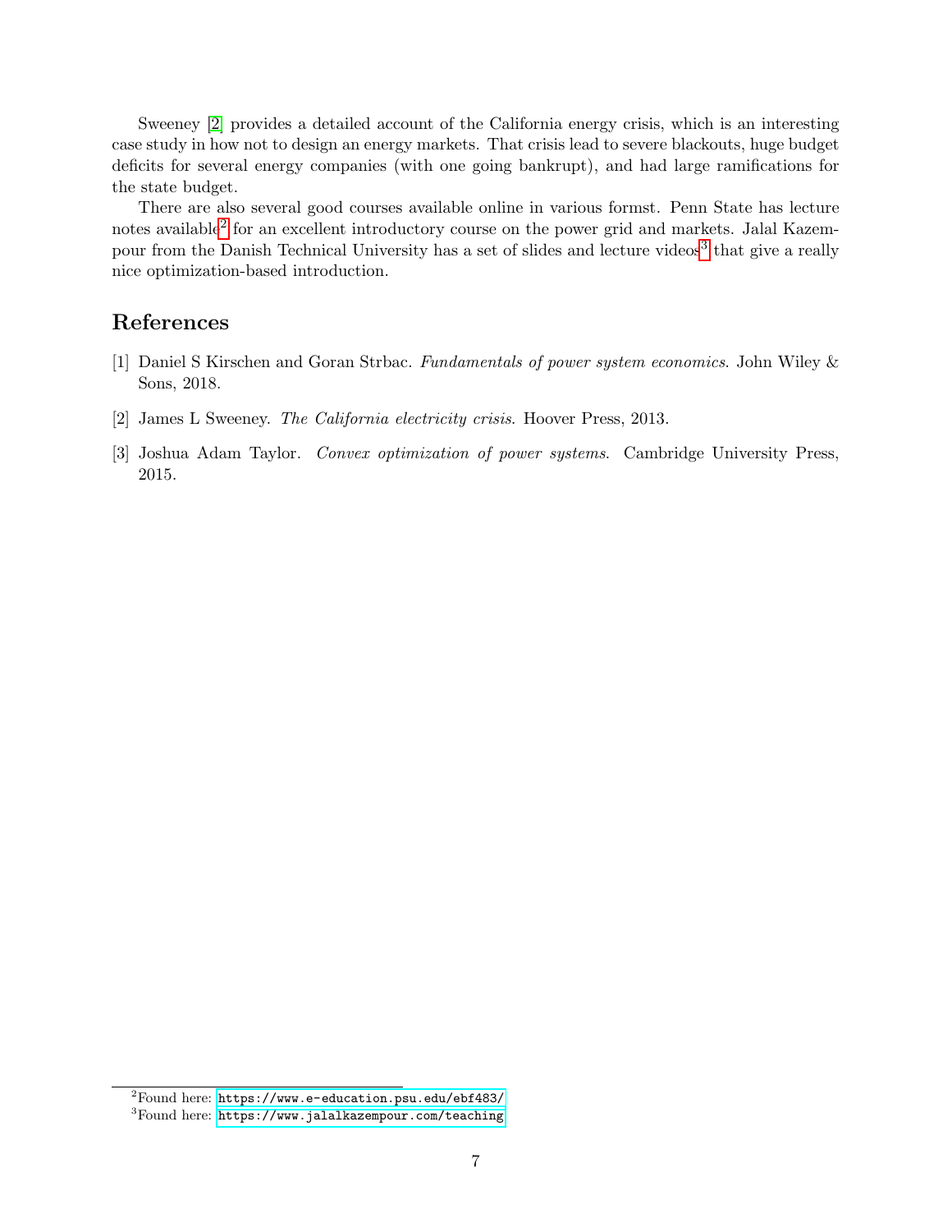Sweeney [2] provides a detailed account of the California energy crisis, which is an interesting case study in how not to design an energy markets. That crisis lead to severe blackouts, huge budget deficits for several energy companies (with one going bankrupt), and had large ramifications for the state budget.

There are also several good courses available online in various formst. Penn State has lecture notes available[2] for an excellent introductory course on the power grid and markets. Jalal Kazempour from the Danish Technical University has a set of slides and lecture videos[3] that give a really nice optimization-based introduction.

## References

[1] Daniel S Kirschen and Goran Strbac. *Fundamentals of power system economics*. John Wiley & Sons, 2018.

[2] James L Sweeney. *The California electricity crisis*. Hoover Press, 2013.

[3] Joshua Adam Taylor. *Convex optimization of power systems*. Cambridge University Press, 2015.

---

[2] Found here: `https://www.e-education.psu.edu/ebf483/`

[3] Found here: `https://www.jalalkazempour.com/teaching`